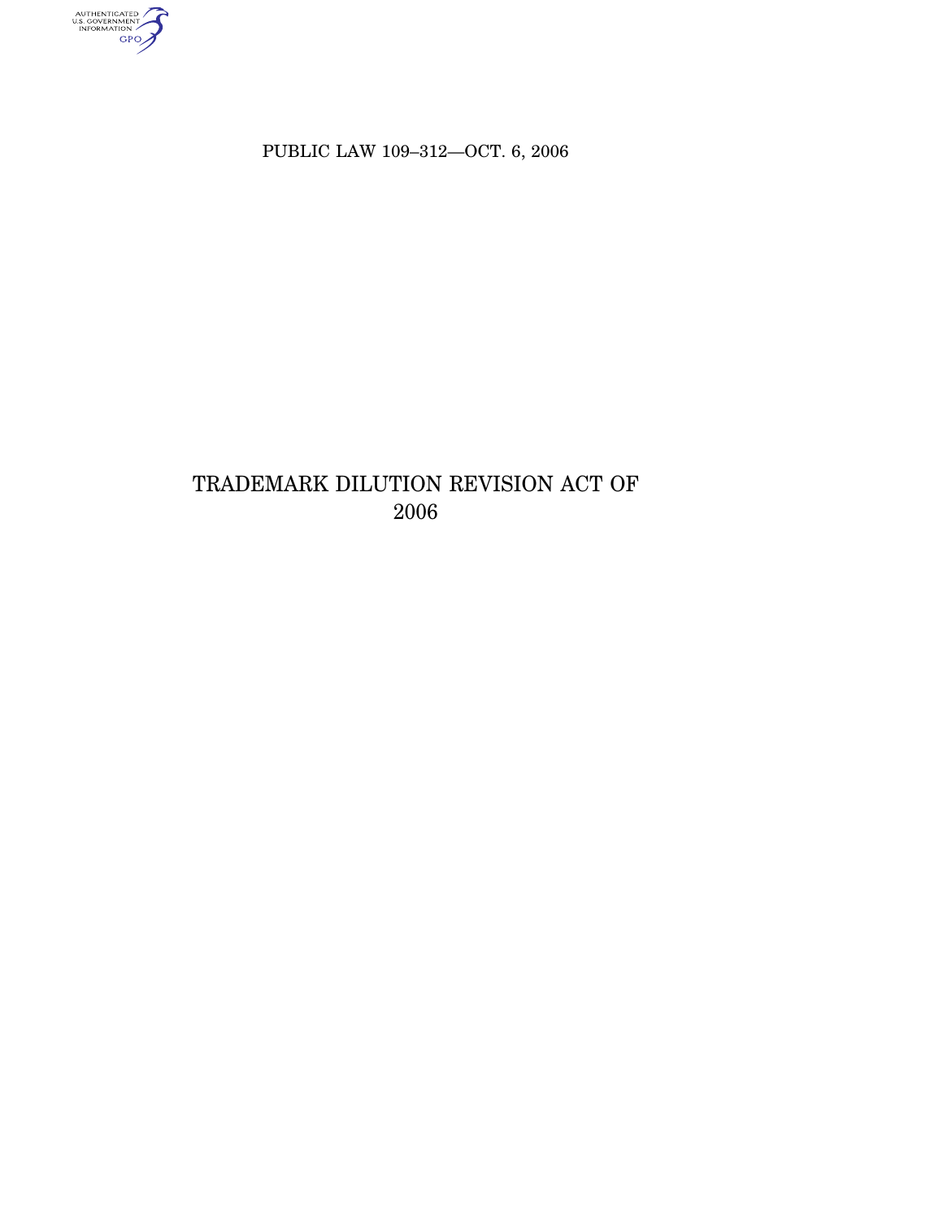PUBLIC LAW 109–312—OCT. 6, 2006

# TRADEMARK DILUTION REVISION ACT OF 2006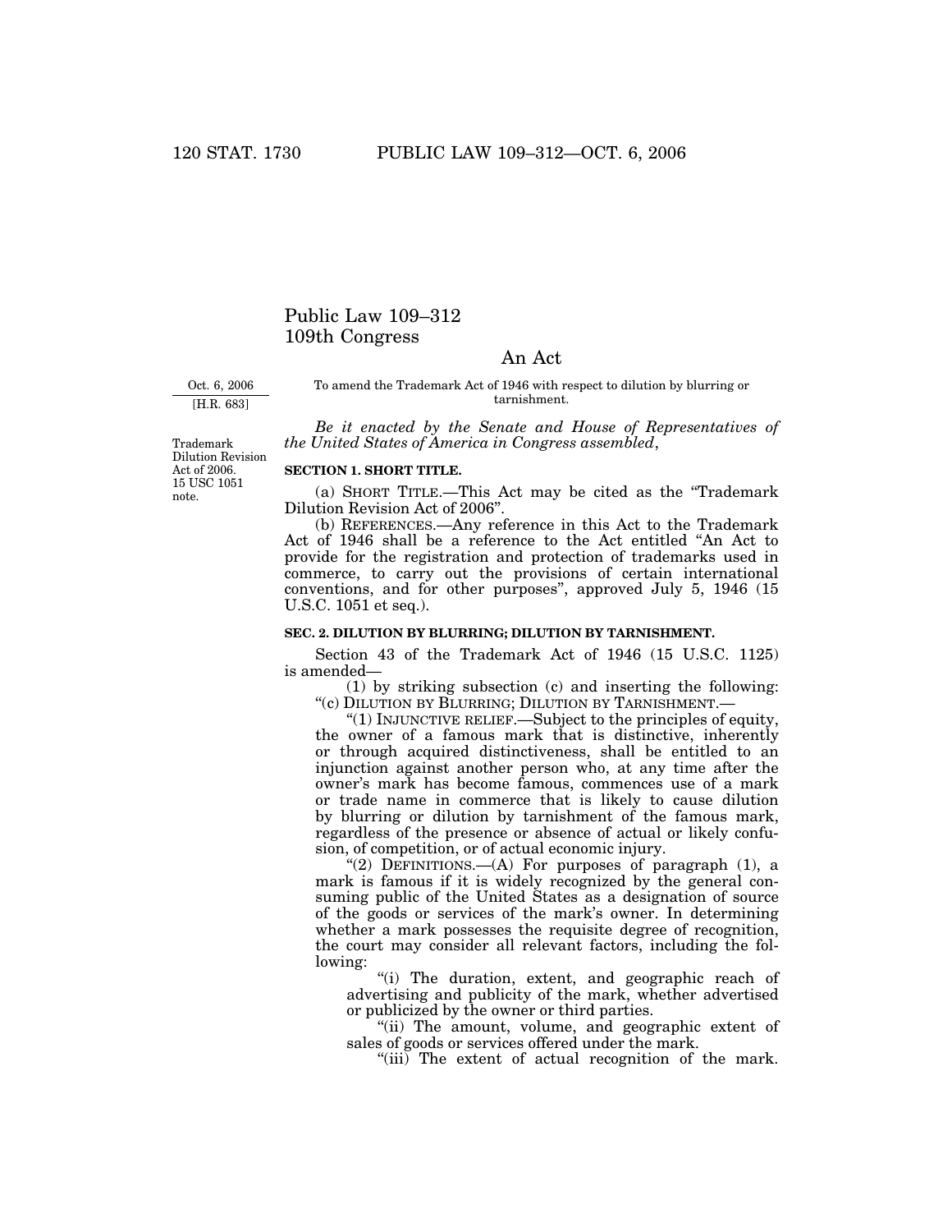# Public Law 109–312
# 109th Congress

## An Act

Oct. 6, 2006
[H.R. 683]

To amend the Trademark Act of 1946 with respect to dilution by blurring or tarnishment.

*Be it enacted by the Senate and House of Representatives of the United States of America in Congress assembled*,

Trademark Dilution Revision Act of 2006. 15 USC 1051 note.

**SECTION 1. SHORT TITLE.**

(a) SHORT TITLE.—This Act may be cited as the "Trademark Dilution Revision Act of 2006".

(b) REFERENCES.—Any reference in this Act to the Trademark Act of 1946 shall be a reference to the Act entitled "An Act to provide for the registration and protection of trademarks used in commerce, to carry out the provisions of certain international conventions, and for other purposes", approved July 5, 1946 (15 U.S.C. 1051 et seq.).

**SEC. 2. DILUTION BY BLURRING; DILUTION BY TARNISHMENT.**

Section 43 of the Trademark Act of 1946 (15 U.S.C. 1125) is amended—

(1) by striking subsection (c) and inserting the following:

"(c) DILUTION BY BLURRING; DILUTION BY TARNISHMENT.—

"(1) INJUNCTIVE RELIEF.—Subject to the principles of equity, the owner of a famous mark that is distinctive, inherently or through acquired distinctiveness, shall be entitled to an injunction against another person who, at any time after the owner's mark has become famous, commences use of a mark or trade name in commerce that is likely to cause dilution by blurring or dilution by tarnishment of the famous mark, regardless of the presence or absence of actual or likely confusion, of competition, or of actual economic injury.

"(2) DEFINITIONS.—(A) For purposes of paragraph (1), a mark is famous if it is widely recognized by the general consuming public of the United States as a designation of source of the goods or services of the mark's owner. In determining whether a mark possesses the requisite degree of recognition, the court may consider all relevant factors, including the following:

"(i) The duration, extent, and geographic reach of advertising and publicity of the mark, whether advertised or publicized by the owner or third parties.

"(ii) The amount, volume, and geographic extent of sales of goods or services offered under the mark.

"(iii) The extent of actual recognition of the mark.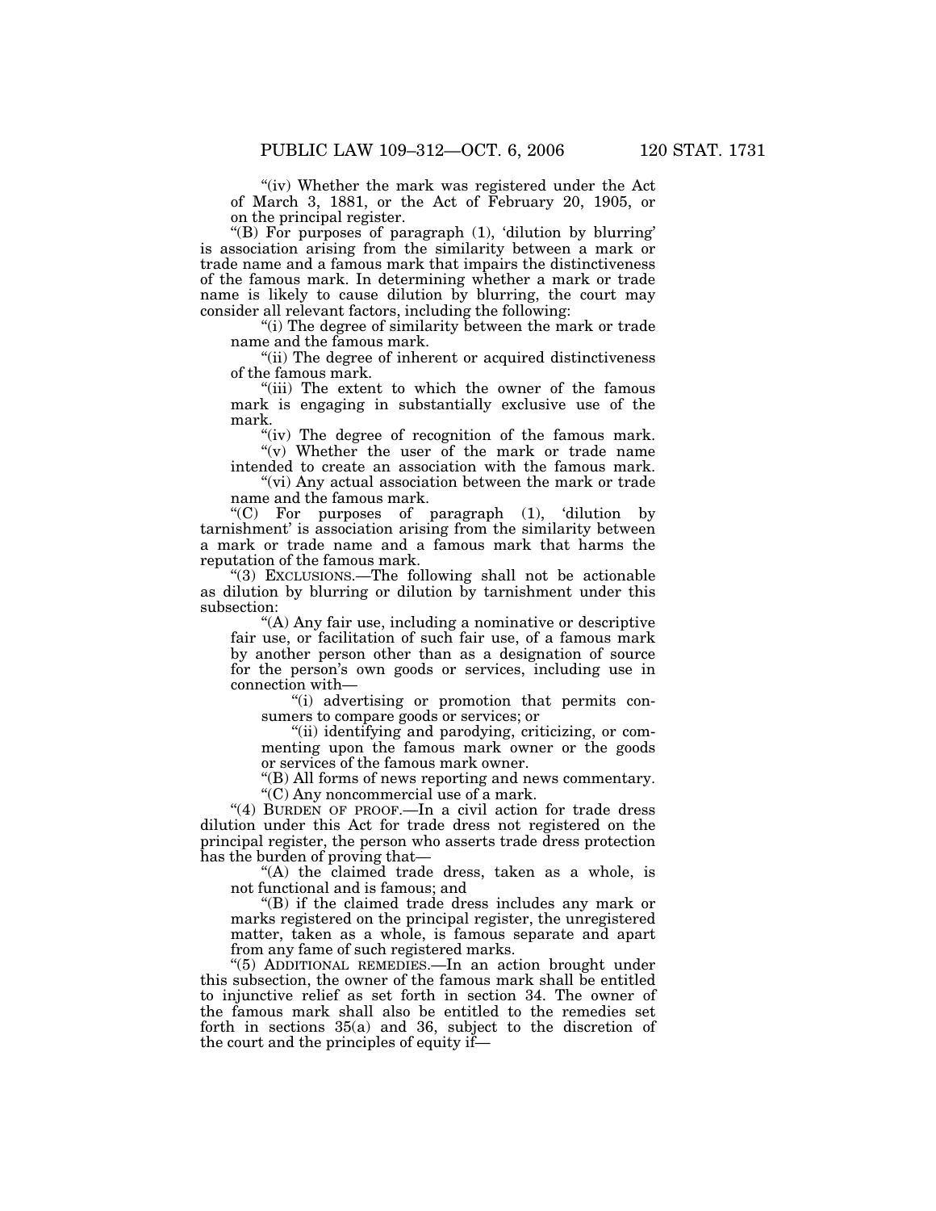"(iv) Whether the mark was registered under the Act of March 3, 1881, or the Act of February 20, 1905, or on the principal register.

"(B) For purposes of paragraph (1), 'dilution by blurring' is association arising from the similarity between a mark or trade name and a famous mark that impairs the distinctiveness of the famous mark. In determining whether a mark or trade name is likely to cause dilution by blurring, the court may consider all relevant factors, including the following:

"(i) The degree of similarity between the mark or trade name and the famous mark.

"(ii) The degree of inherent or acquired distinctiveness of the famous mark.

"(iii) The extent to which the owner of the famous mark is engaging in substantially exclusive use of the mark.

"(iv) The degree of recognition of the famous mark.

"(v) Whether the user of the mark or trade name intended to create an association with the famous mark.

"(vi) Any actual association between the mark or trade name and the famous mark.

"(C) For purposes of paragraph (1), 'dilution by tarnishment' is association arising from the similarity between a mark or trade name and a famous mark that harms the reputation of the famous mark.

"(3) EXCLUSIONS.—The following shall not be actionable as dilution by blurring or dilution by tarnishment under this subsection:

"(A) Any fair use, including a nominative or descriptive fair use, or facilitation of such fair use, of a famous mark by another person other than as a designation of source for the person's own goods or services, including use in connection with—

"(i) advertising or promotion that permits consumers to compare goods or services; or

"(ii) identifying and parodying, criticizing, or commenting upon the famous mark owner or the goods or services of the famous mark owner.

"(B) All forms of news reporting and news commentary.

"(C) Any noncommercial use of a mark.

"(4) BURDEN OF PROOF.—In a civil action for trade dress dilution under this Act for trade dress not registered on the principal register, the person who asserts trade dress protection has the burden of proving that—

"(A) the claimed trade dress, taken as a whole, is not functional and is famous; and

"(B) if the claimed trade dress includes any mark or marks registered on the principal register, the unregistered matter, taken as a whole, is famous separate and apart from any fame of such registered marks.

"(5) ADDITIONAL REMEDIES.—In an action brought under this subsection, the owner of the famous mark shall be entitled to injunctive relief as set forth in section 34. The owner of the famous mark shall also be entitled to the remedies set forth in sections 35(a) and 36, subject to the discretion of the court and the principles of equity if—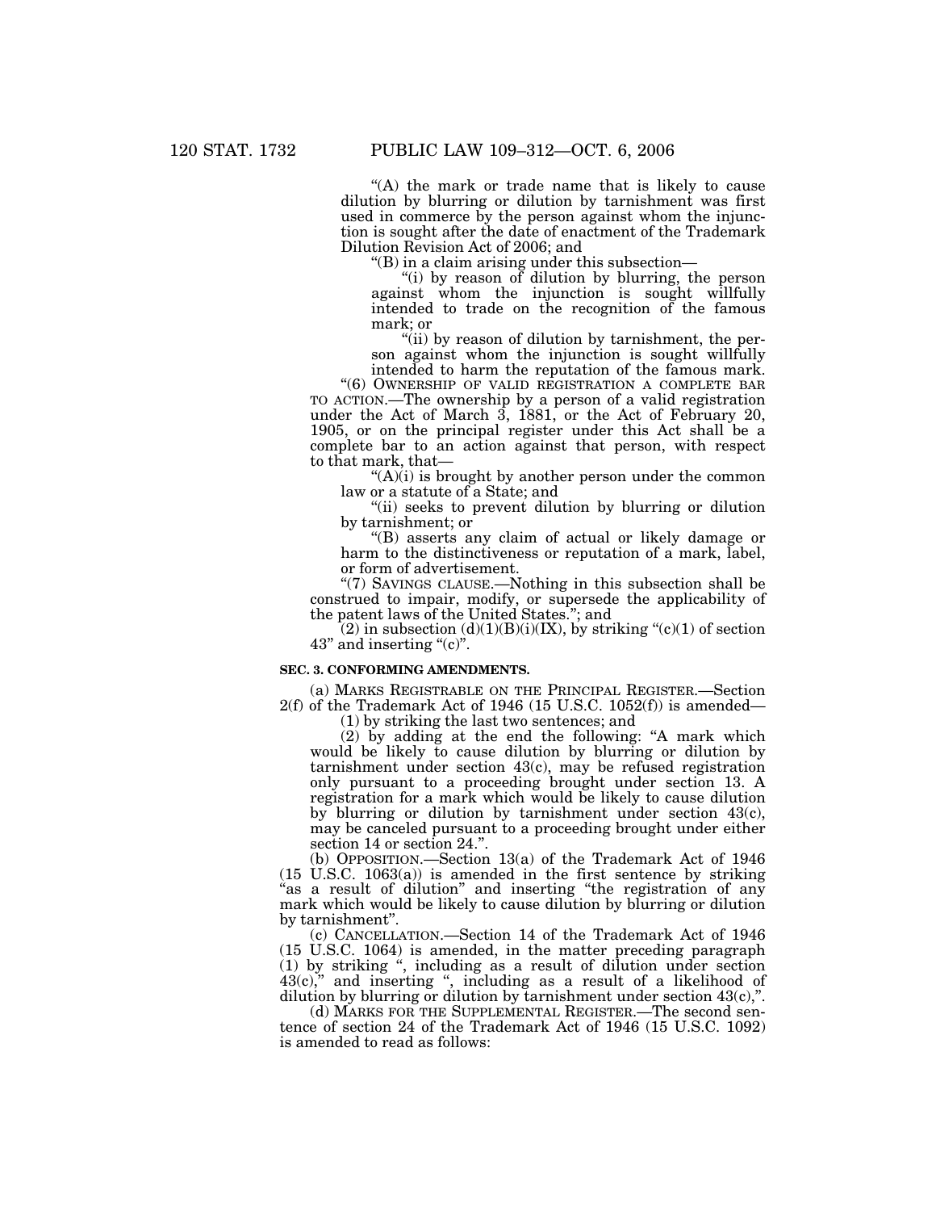"(A) the mark or trade name that is likely to cause dilution by blurring or dilution by tarnishment was first used in commerce by the person against whom the injunction is sought after the date of enactment of the Trademark Dilution Revision Act of 2006; and

"(B) in a claim arising under this subsection—

"(i) by reason of dilution by blurring, the person against whom the injunction is sought willfully intended to trade on the recognition of the famous mark; or

"(ii) by reason of dilution by tarnishment, the person against whom the injunction is sought willfully intended to harm the reputation of the famous mark.

"(6) OWNERSHIP OF VALID REGISTRATION A COMPLETE BAR TO ACTION.—The ownership by a person of a valid registration under the Act of March 3, 1881, or the Act of February 20, 1905, or on the principal register under this Act shall be a complete bar to an action against that person, with respect to that mark, that—

"(A)(i) is brought by another person under the common law or a statute of a State; and

"(ii) seeks to prevent dilution by blurring or dilution by tarnishment; or

"(B) asserts any claim of actual or likely damage or harm to the distinctiveness or reputation of a mark, label, or form of advertisement.

"(7) SAVINGS CLAUSE.—Nothing in this subsection shall be construed to impair, modify, or supersede the applicability of the patent laws of the United States."; and

(2) in subsection (d)(1)(B)(i)(IX), by striking "(c)(1) of section 43" and inserting "(c)".

**SEC. 3. CONFORMING AMENDMENTS.**

(a) MARKS REGISTRABLE ON THE PRINCIPAL REGISTER.—Section 2(f) of the Trademark Act of 1946 (15 U.S.C. 1052(f)) is amended—

(1) by striking the last two sentences; and

(2) by adding at the end the following: "A mark which would be likely to cause dilution by blurring or dilution by tarnishment under section 43(c), may be refused registration only pursuant to a proceeding brought under section 13. A registration for a mark which would be likely to cause dilution by blurring or dilution by tarnishment under section 43(c), may be canceled pursuant to a proceeding brought under either section 14 or section 24.".

(b) OPPOSITION.—Section 13(a) of the Trademark Act of 1946 (15 U.S.C. 1063(a)) is amended in the first sentence by striking "as a result of dilution" and inserting "the registration of any mark which would be likely to cause dilution by blurring or dilution by tarnishment".

(c) CANCELLATION.—Section 14 of the Trademark Act of 1946 (15 U.S.C. 1064) is amended, in the matter preceding paragraph (1) by striking ", including as a result of dilution under section 43(c)," and inserting ", including as a result of a likelihood of dilution by blurring or dilution by tarnishment under section 43(c),".

(d) MARKS FOR THE SUPPLEMENTAL REGISTER.—The second sentence of section 24 of the Trademark Act of 1946 (15 U.S.C. 1092) is amended to read as follows: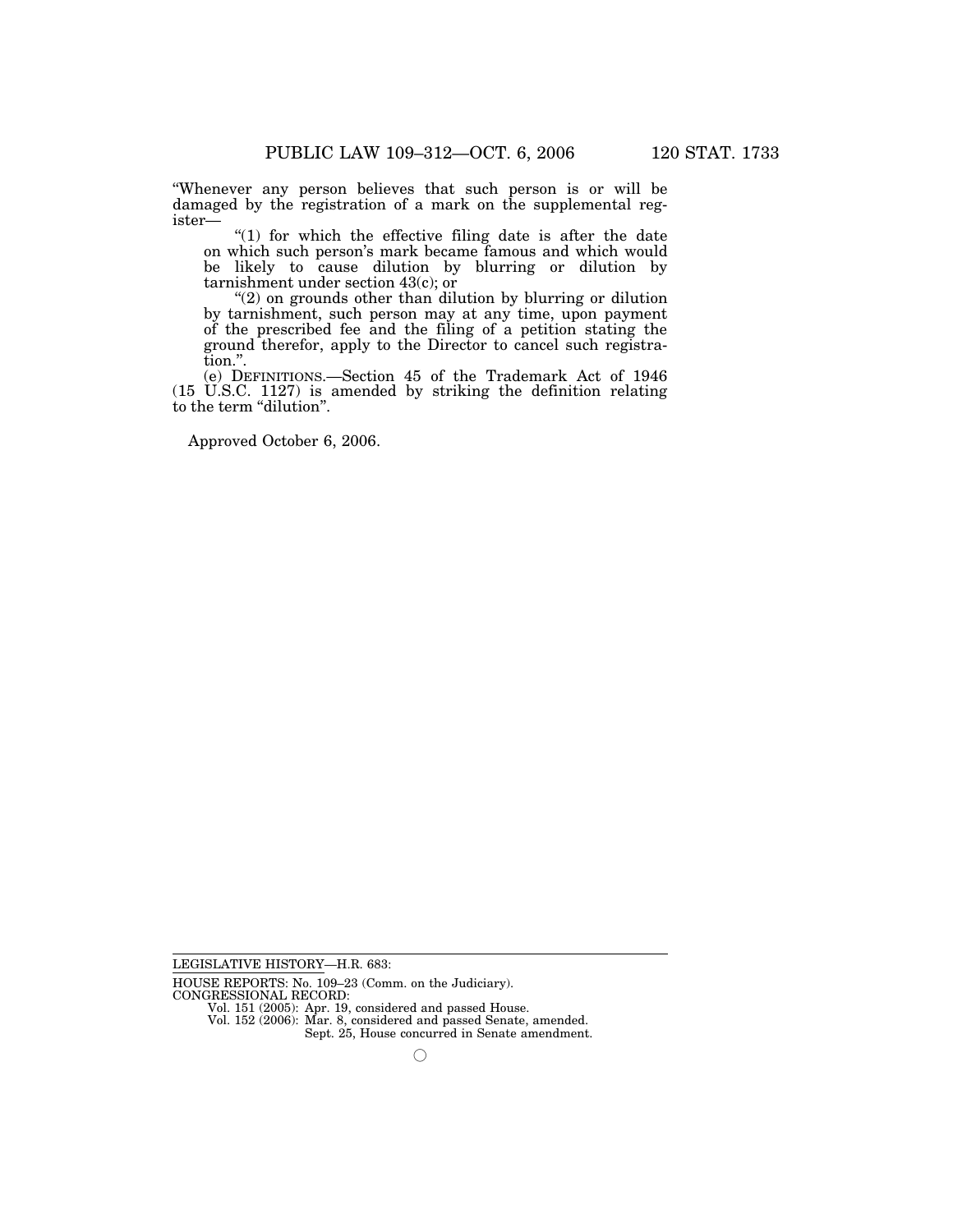"Whenever any person believes that such person is or will be damaged by the registration of a mark on the supplemental register—

"(1) for which the effective filing date is after the date on which such person's mark became famous and which would be likely to cause dilution by blurring or dilution by tarnishment under section 43(c); or

"(2) on grounds other than dilution by blurring or dilution by tarnishment, such person may at any time, upon payment of the prescribed fee and the filing of a petition stating the ground therefor, apply to the Director to cancel such registration.".

(e) DEFINITIONS.—Section 45 of the Trademark Act of 1946 (15 U.S.C. 1127) is amended by striking the definition relating to the term "dilution".

Approved October 6, 2006.

---

LEGISLATIVE HISTORY—H.R. 683:

HOUSE REPORTS: No. 109–23 (Comm. on the Judiciary).
CONGRESSIONAL RECORD:
Vol. 151 (2005): Apr. 19, considered and passed House.
Vol. 152 (2006): Mar. 8, considered and passed Senate, amended.
Sept. 25, House concurred in Senate amendment.